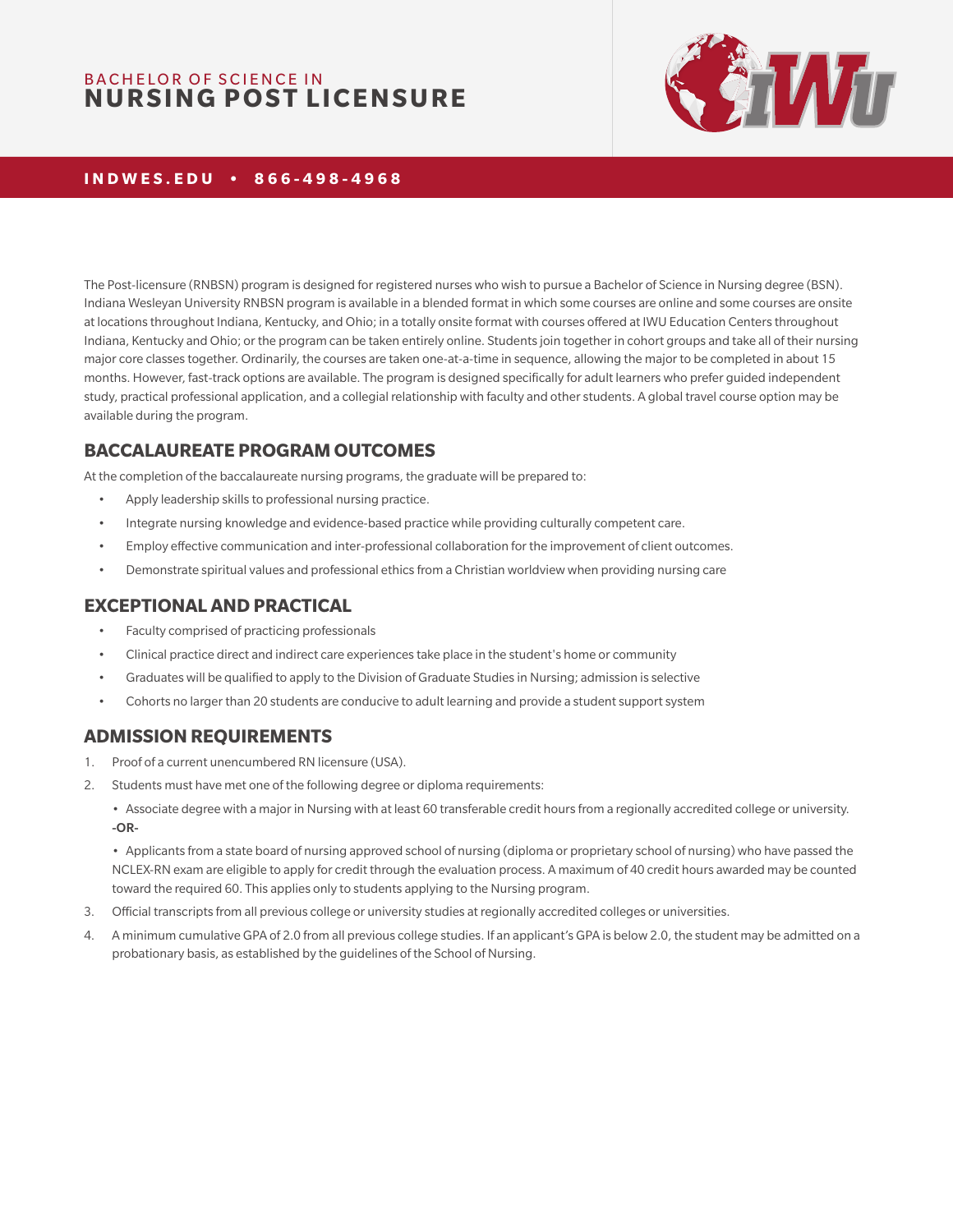BACHELOR OF SCIENCE IN

# NURSING POST LICENSURE

**INDWES.EDU • 866-498-4968**

The Post-licensure (RNBSN) program is designed for registered nurses who wish to pursue a Bachelor of Science in Nursing degree (BSN). Indiana Wesleyan University RNBSN program is available in a blended format in which some courses are online and some courses are onsite at locations throughout Indiana, Kentucky, and Ohio; in a totally onsite format with courses offered at IWU Education Centers throughout Indiana, Kentucky and Ohio; or the program can be taken entirely online. Students join together in cohort groups and take all of their nursing major core classes together. Ordinarily, the courses are taken one-at-a-time in sequence, allowing the major to be completed in about 15 months. However, fast-track options are available. The program is designed specifically for adult learners who prefer guided independent study, practical professional application, and a collegial relationship with faculty and other students. A global travel course option may be available during the program.

## BACCALAUREATE PROGRAM OUTCOMES

At the completion of the baccalaureate nursing programs, the graduate will be prepared to:

- Apply leadership skills to professional nursing practice.
- Integrate nursing knowledge and evidence-based practice while providing culturally competent care.
- Employ effective communication and inter-professional collaboration for the improvement of client outcomes.
- Demonstrate spiritual values and professional ethics from a Christian worldview when providing nursing care

## EXCEPTIONAL AND PRACTICAL

- Faculty comprised of practicing professionals
- Clinical practice direct and indirect care experiences take place in the student's home or community
- Graduates will be qualified to apply to the Division of Graduate Studies in Nursing; admission is selective
- Cohorts no larger than 20 students are conducive to adult learning and provide a student support system

## ADMISSION REQUIREMENTS

1. Proof of a current unencumbered RN licensure (USA).
2. Students must have met one of the following degree or diploma requirements:

   • Associate degree with a major in Nursing with at least 60 transferable credit hours from a regionally accredited college or university.
   **-OR-**

   • Applicants from a state board of nursing approved school of nursing (diploma or proprietary school of nursing) who have passed the NCLEX-RN exam are eligible to apply for credit through the evaluation process. A maximum of 40 credit hours awarded may be counted toward the required 60. This applies only to students applying to the Nursing program.
3. Official transcripts from all previous college or university studies at regionally accredited colleges or universities.
4. A minimum cumulative GPA of 2.0 from all previous college studies. If an applicant's GPA is below 2.0, the student may be admitted on a probationary basis, as established by the guidelines of the School of Nursing.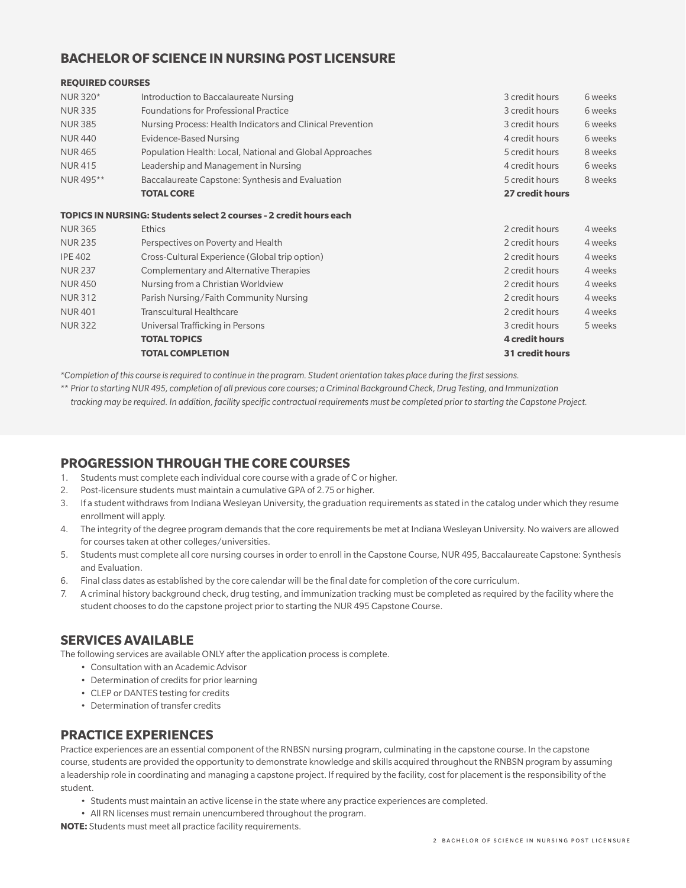## BACHELOR OF SCIENCE IN NURSING POST LICENSURE

**REQUIRED COURSES**

| | | | |
|---|---|---|---|
| NUR 320* | Introduction to Baccalaureate Nursing | 3 credit hours | 6 weeks |
| NUR 335 | Foundations for Professional Practice | 3 credit hours | 6 weeks |
| NUR 385 | Nursing Process: Health Indicators and Clinical Prevention | 3 credit hours | 6 weeks |
| NUR 440 | Evidence-Based Nursing | 4 credit hours | 6 weeks |
| NUR 465 | Population Health: Local, National and Global Approaches | 5 credit hours | 8 weeks |
| NUR 415 | Leadership and Management in Nursing | 4 credit hours | 6 weeks |
| NUR 495** | Baccalaureate Capstone: Synthesis and Evaluation | 5 credit hours | 8 weeks |
| | **TOTAL CORE** | **27 credit hours** | |

**TOPICS IN NURSING: Students select 2 courses - 2 credit hours each**

| | | | |
|---|---|---|---|
| NUR 365 | Ethics | 2 credit hours | 4 weeks |
| NUR 235 | Perspectives on Poverty and Health | 2 credit hours | 4 weeks |
| IPE 402 | Cross-Cultural Experience (Global trip option) | 2 credit hours | 4 weeks |
| NUR 237 | Complementary and Alternative Therapies | 2 credit hours | 4 weeks |
| NUR 450 | Nursing from a Christian Worldview | 2 credit hours | 4 weeks |
| NUR 312 | Parish Nursing/Faith Community Nursing | 2 credit hours | 4 weeks |
| NUR 401 | Transcultural Healthcare | 2 credit hours | 4 weeks |
| NUR 322 | Universal Trafficking in Persons | 3 credit hours | 5 weeks |
| | **TOTAL TOPICS** | **4 credit hours** | |
| | **TOTAL COMPLETION** | **31 credit hours** | |

*\*Completion of this course is required to continue in the program. Student orientation takes place during the first sessions.*

*\*\* Prior to starting NUR 495, completion of all previous core courses; a Criminal Background Check, Drug Testing, and Immunization tracking may be required. In addition, facility specific contractual requirements must be completed prior to starting the Capstone Project.*

## PROGRESSION THROUGH THE CORE COURSES

1. Students must complete each individual core course with a grade of C or higher.
2. Post-licensure students must maintain a cumulative GPA of 2.75 or higher.
3. If a student withdraws from Indiana Wesleyan University, the graduation requirements as stated in the catalog under which they resume enrollment will apply.
4. The integrity of the degree program demands that the core requirements be met at Indiana Wesleyan University. No waivers are allowed for courses taken at other colleges/universities.
5. Students must complete all core nursing courses in order to enroll in the Capstone Course, NUR 495, Baccalaureate Capstone: Synthesis and Evaluation.
6. Final class dates as established by the core calendar will be the final date for completion of the core curriculum.
7. A criminal history background check, drug testing, and immunization tracking must be completed as required by the facility where the student chooses to do the capstone project prior to starting the NUR 495 Capstone Course.

## SERVICES AVAILABLE

The following services are available ONLY after the application process is complete.

- Consultation with an Academic Advisor
- Determination of credits for prior learning
- CLEP or DANTES testing for credits
- Determination of transfer credits

## PRACTICE EXPERIENCES

Practice experiences are an essential component of the RNBSN nursing program, culminating in the capstone course. In the capstone course, students are provided the opportunity to demonstrate knowledge and skills acquired throughout the RNBSN program by assuming a leadership role in coordinating and managing a capstone project. If required by the facility, cost for placement is the responsibility of the student.

- Students must maintain an active license in the state where any practice experiences are completed.
- All RN licenses must remain unencumbered throughout the program.

**NOTE:** Students must meet all practice facility requirements.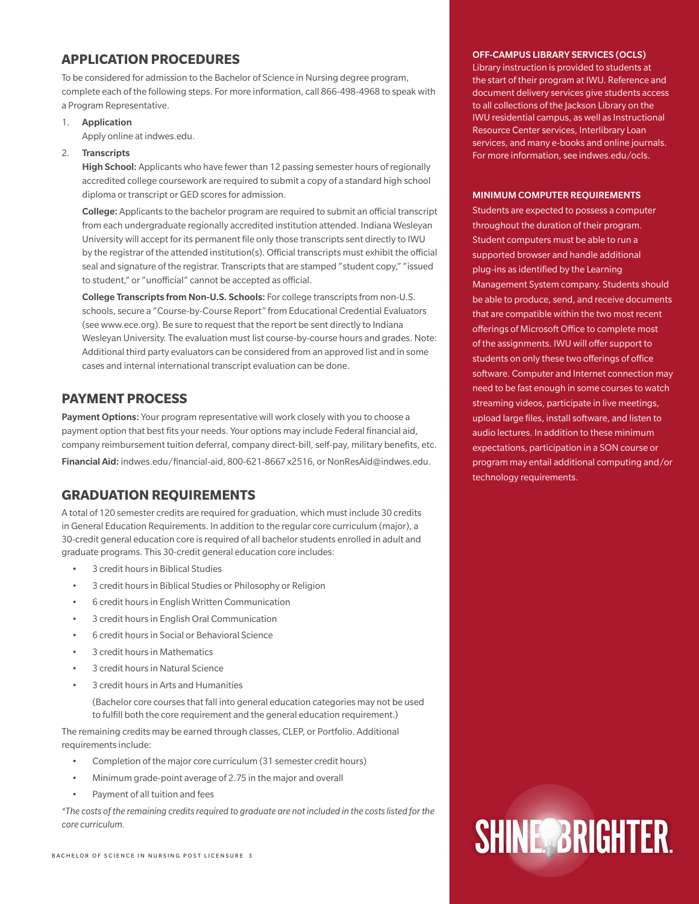## APPLICATION PROCEDURES

To be considered for admission to the Bachelor of Science in Nursing degree program, complete each of the following steps. For more information, call 866-498-4968 to speak with a Program Representative.

1. **Application**
   Apply online at indwes.edu.
2. **Transcripts**
   **High School:** Applicants who have fewer than 12 passing semester hours of regionally accredited college coursework are required to submit a copy of a standard high school diploma or transcript or GED scores for admission.

   **College:** Applicants to the bachelor program are required to submit an official transcript from each undergraduate regionally accredited institution attended. Indiana Wesleyan University will accept for its permanent file only those transcripts sent directly to IWU by the registrar of the attended institution(s). Official transcripts must exhibit the official seal and signature of the registrar. Transcripts that are stamped "student copy," "issued to student," or "unofficial" cannot be accepted as official.

   **College Transcripts from Non-U.S. Schools:** For college transcripts from non-U.S. schools, secure a "Course-by-Course Report" from Educational Credential Evaluators (see www.ece.org). Be sure to request that the report be sent directly to Indiana Wesleyan University. The evaluation must list course-by-course hours and grades. Note: Additional third party evaluators can be considered from an approved list and in some cases and internal international transcript evaluation can be done.

## PAYMENT PROCESS

**Payment Options:** Your program representative will work closely with you to choose a payment option that best fits your needs. Your options may include Federal financial aid, company reimbursement tuition deferral, company direct-bill, self-pay, military benefits, etc.

**Financial Aid:** indwes.edu/financial-aid, 800-621-8667 x2516, or NonResAid@indwes.edu.

## GRADUATION REQUIREMENTS

A total of 120 semester credits are required for graduation, which must include 30 credits in General Education Requirements. In addition to the regular core curriculum (major), a 30-credit general education core is required of all bachelor students enrolled in adult and graduate programs. This 30-credit general education core includes:

- 3 credit hours in Biblical Studies
- 3 credit hours in Biblical Studies or Philosophy or Religion
- 6 credit hours in English Written Communication
- 3 credit hours in English Oral Communication
- 6 credit hours in Social or Behavioral Science
- 3 credit hours in Mathematics
- 3 credit hours in Natural Science
- 3 credit hours in Arts and Humanities

  (Bachelor core courses that fall into general education categories may not be used to fulfill both the core requirement and the general education requirement.)

The remaining credits may be earned through classes, CLEP, or Portfolio. Additional requirements include:

- Completion of the major core curriculum (31 semester credit hours)
- Minimum grade-point average of 2.75 in the major and overall
- Payment of all tuition and fees

*\*The costs of the remaining credits required to graduate are not included in the costs listed for the core curriculum.*

### OFF-CAMPUS LIBRARY SERVICES (OCLS)

Library instruction is provided to students at the start of their program at IWU. Reference and document delivery services give students access to all collections of the Jackson Library on the IWU residential campus, as well as Instructional Resource Center services, Interlibrary Loan services, and many e-books and online journals. For more information, see indwes.edu/ocls.

### MINIMUM COMPUTER REQUIREMENTS

Students are expected to possess a computer throughout the duration of their program. Student computers must be able to run a supported browser and handle additional plug-ins as identified by the Learning Management System company. Students should be able to produce, send, and receive documents that are compatible within the two most recent offerings of Microsoft Office to complete most of the assignments. IWU will offer support to students on only these two offerings of office software. Computer and Internet connection may need to be fast enough in some courses to watch streaming videos, participate in live meetings, upload large files, install software, and listen to audio lectures. In addition to these minimum expectations, participation in a SON course or program may entail additional computing and/or technology requirements.

SHINE BRIGHTER.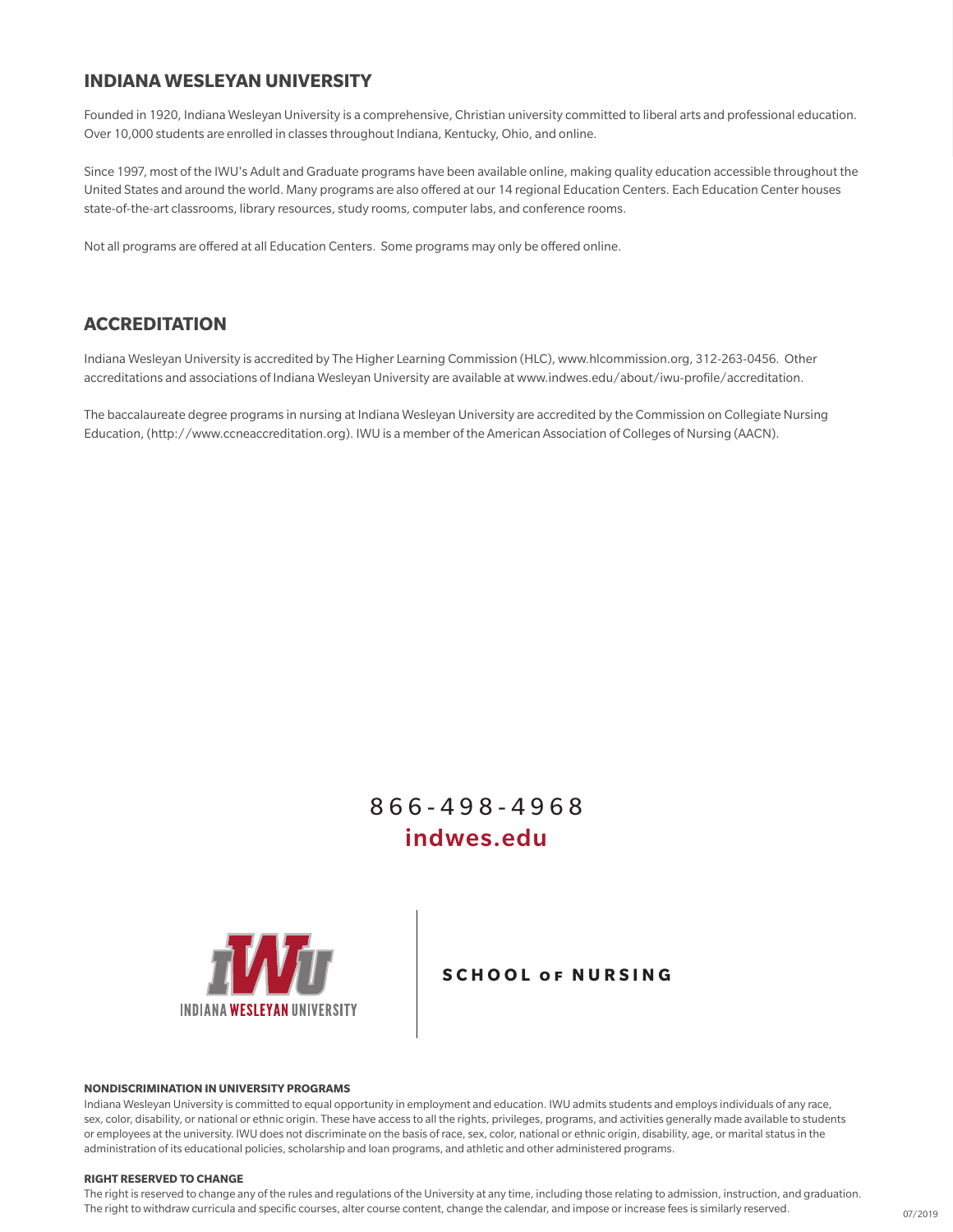## INDIANA WESLEYAN UNIVERSITY

Founded in 1920, Indiana Wesleyan University is a comprehensive, Christian university committed to liberal arts and professional education. Over 10,000 students are enrolled in classes throughout Indiana, Kentucky, Ohio, and online.

Since 1997, most of the IWU's Adult and Graduate programs have been available online, making quality education accessible throughout the United States and around the world. Many programs are also offered at our 14 regional Education Centers. Each Education Center houses state-of-the-art classrooms, library resources, study rooms, computer labs, and conference rooms.

Not all programs are offered at all Education Centers. Some programs may only be offered online.

## ACCREDITATION

Indiana Wesleyan University is accredited by The Higher Learning Commission (HLC), www.hlcommission.org, 312-263-0456. Other accreditations and associations of Indiana Wesleyan University are available at www.indwes.edu/about/iwu-profile/accreditation.

The baccalaureate degree programs in nursing at Indiana Wesleyan University are accredited by the Commission on Collegiate Nursing Education, (http://www.ccneaccreditation.org). IWU is a member of the American Association of Colleges of Nursing (AACN).

866-498-4968

**indwes.edu**

IWU INDIANA WESLEYAN UNIVERSITY

**SCHOOL OF NURSING**

**NONDISCRIMINATION IN UNIVERSITY PROGRAMS**

Indiana Wesleyan University is committed to equal opportunity in employment and education. IWU admits students and employs individuals of any race, sex, color, disability, or national or ethnic origin. These have access to all the rights, privileges, programs, and activities generally made available to students or employees at the university. IWU does not discriminate on the basis of race, sex, color, national or ethnic origin, disability, age, or marital status in the administration of its educational policies, scholarship and loan programs, and athletic and other administered programs.

**RIGHT RESERVED TO CHANGE**

The right is reserved to change any of the rules and regulations of the University at any time, including those relating to admission, instruction, and graduation. The right to withdraw curricula and specific courses, alter course content, change the calendar, and impose or increase fees is similarly reserved.

07/2019